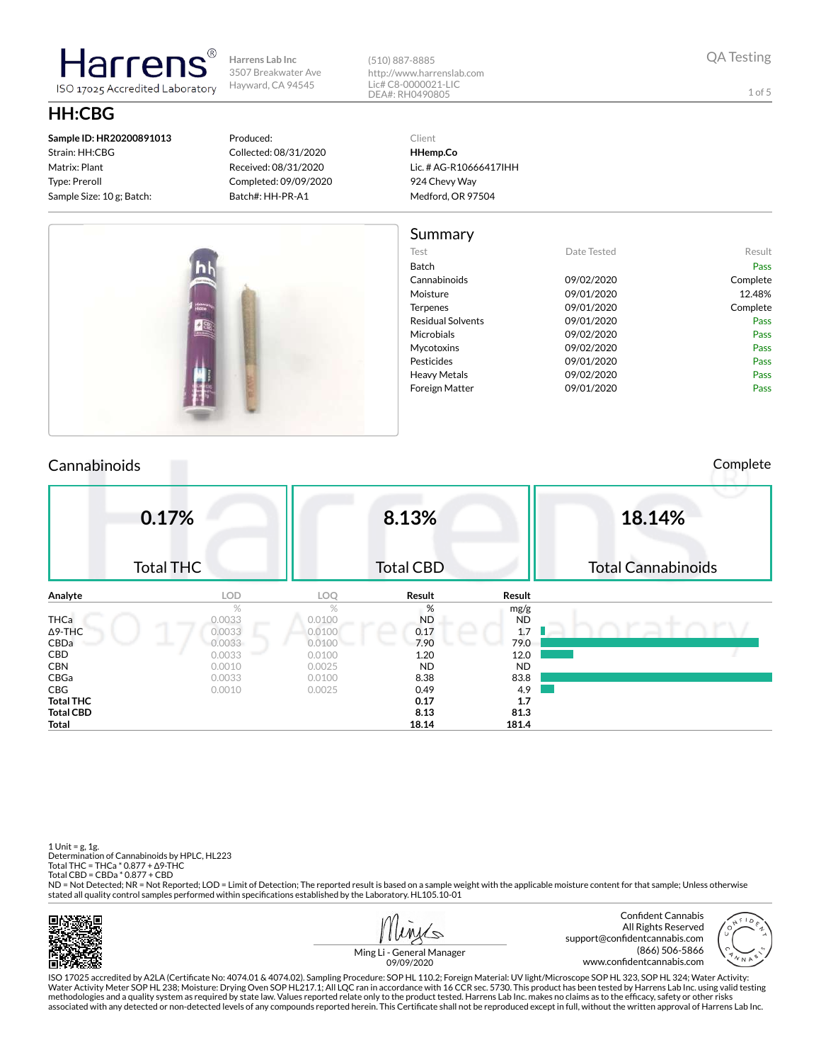Harrens®
ISO 17025 Accredited Laboratory

Harrens Lab Inc
3507 Breakwater Ave
Hayward, CA 94545

(510) 887-8885
http://www.harrenslab.com
Lic# C8-0000021-LIC
DEA#: RH0490805

QA Testing

# HH:CBG

**Sample ID: HR20200891013**
Strain: HH:CBG
Matrix: Plant
Type: Preroll
Sample Size: 10 g; Batch:

Produced:
Collected: 08/31/2020
Received: 08/31/2020
Completed: 09/09/2020
Batch#: HH-PR-A1

Client
**HHemp.Co**
Lic. # AG-R10666417IHH
924 Chevy Way
Medford, OR 97504

## Summary

| Test | Date Tested | Result |
|---|---|---|
| Batch | | Pass |
| Cannabinoids | 09/02/2020 | Complete |
| Moisture | 09/01/2020 | 12.48% |
| Terpenes | 09/01/2020 | Complete |
| Residual Solvents | 09/01/2020 | Pass |
| Microbials | 09/02/2020 | Pass |
| Mycotoxins | 09/02/2020 | Pass |
| Pesticides | 09/01/2020 | Pass |
| Heavy Metals | 09/02/2020 | Pass |
| Foreign Matter | 09/01/2020 | Pass |

## Cannabinoids

Complete

| 0.17% | 8.13% | 18.14% |
|---|---|---|
| Total THC | Total CBD | Total Cannabinoids |

| Analyte | LOD | LOQ | Result | Result |
|---|---|---|---|---|
| | % | % | % | mg/g |
| THCa | 0.0033 | 0.0100 | ND | ND |
| Δ9-THC | 0.0033 | 0.0100 | 0.17 | 1.7 |
| CBDa | 0.0033 | 0.0100 | 7.90 | 79.0 |
| CBD | 0.0033 | 0.0100 | 1.20 | 12.0 |
| CBN | 0.0010 | 0.0025 | ND | ND |
| CBGa | 0.0033 | 0.0100 | 8.38 | 83.8 |
| CBG | 0.0010 | 0.0025 | 0.49 | 4.9 |
| **Total THC** | | | **0.17** | **1.7** |
| **Total CBD** | | | **8.13** | **81.3** |
| **Total** | | | **18.14** | **181.4** |

1 Unit = g, 1g.
Determination of Cannabinoids by HPLC, HL223
Total THC = THCa * 0.877 + Δ9-THC
Total CBD = CBDa * 0.877 + CBD
ND = Not Detected; NR = Not Reported; LOD = Limit of Detection; The reported result is based on a sample weight with the applicable moisture content for that sample; Unless otherwise stated all quality control samples performed within specifications established by the Laboratory. HL105.10-01

Ming Li - General Manager
09/09/2020

Confident Cannabis
All Rights Reserved
support@confidentcannabis.com
(866) 506-5866
www.confidentcannabis.com

ISO 17025 accredited by A2LA (Certificate No: 4074.01 & 4074.02). Sampling Procedure: SOP HL 110.2; Foreign Material: UV light/Microscope SOP HL 323, SOP HL 324; Water Activity: Water Activity Meter SOP HL 238; Moisture: Drying Oven SOP HL217.1; All LQC ran in accordance with 16 CCR sec. 5730. This product has been tested by Harrens Lab Inc. using valid testing methodologies and a quality system as required by state law. Values reported relate only to the product tested. Harrens Lab Inc. makes no claims as to the efficacy, safety or other risks associated with any detected or non-detected levels of any compounds reported herein. This Certificate shall not be reproduced except in full, without the written approval of Harrens Lab Inc.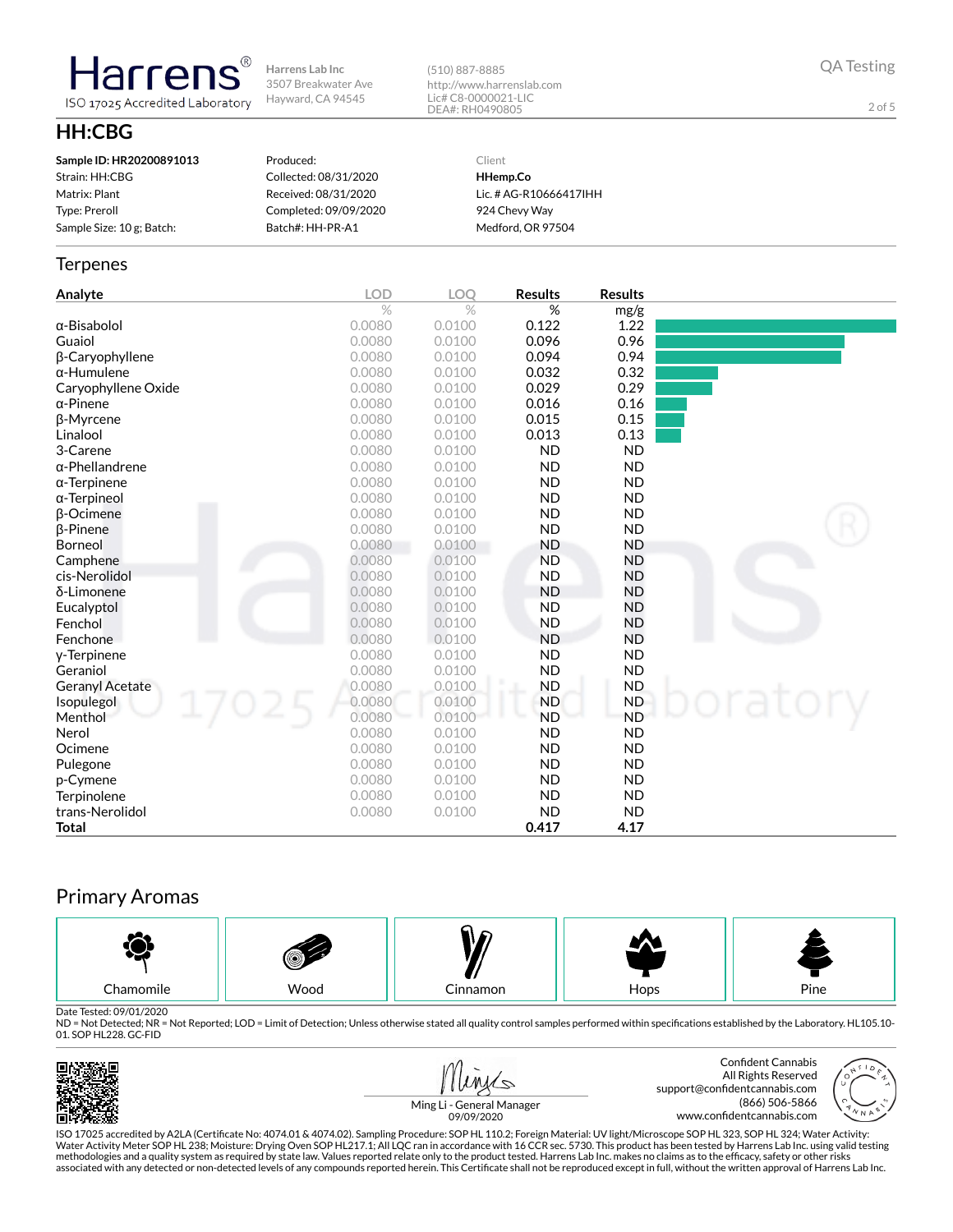Harrens
ISO 17025 Accredited Laboratory

Harrens Lab Inc
3507 Breakwater Ave
Hayward, CA 94545

(510) 887-8885
http://www.harrenslab.com
Lic# C8-0000021-LIC
DEA#: RH0490805

QA Testing

# HH:CBG

**Sample ID: HR20200891013**
Strain: HH:CBG
Matrix: Plant
Type: Preroll
Sample Size: 10 g; Batch:

Produced:
Collected: 08/31/2020
Received: 08/31/2020
Completed: 09/09/2020
Batch#: HH-PR-A1

Client
**HHemp.Co**
Lic. # AG-R10666417IHH
924 Chevy Way
Medford, OR 97504

## Terpenes

| Analyte | LOD | LOQ | Results | Results |
|---|---|---|---|---|
| | % | % | % | mg/g |
| α-Bisabolol | 0.0080 | 0.0100 | 0.122 | 1.22 |
| Guaiol | 0.0080 | 0.0100 | 0.096 | 0.96 |
| β-Caryophyllene | 0.0080 | 0.0100 | 0.094 | 0.94 |
| α-Humulene | 0.0080 | 0.0100 | 0.032 | 0.32 |
| Caryophyllene Oxide | 0.0080 | 0.0100 | 0.029 | 0.29 |
| α-Pinene | 0.0080 | 0.0100 | 0.016 | 0.16 |
| β-Myrcene | 0.0080 | 0.0100 | 0.015 | 0.15 |
| Linalool | 0.0080 | 0.0100 | 0.013 | 0.13 |
| 3-Carene | 0.0080 | 0.0100 | ND | ND |
| α-Phellandrene | 0.0080 | 0.0100 | ND | ND |
| α-Terpinene | 0.0080 | 0.0100 | ND | ND |
| α-Terpineol | 0.0080 | 0.0100 | ND | ND |
| β-Ocimene | 0.0080 | 0.0100 | ND | ND |
| β-Pinene | 0.0080 | 0.0100 | ND | ND |
| Borneol | 0.0080 | 0.0100 | ND | ND |
| Camphene | 0.0080 | 0.0100 | ND | ND |
| cis-Nerolidol | 0.0080 | 0.0100 | ND | ND |
| δ-Limonene | 0.0080 | 0.0100 | ND | ND |
| Eucalyptol | 0.0080 | 0.0100 | ND | ND |
| Fenchol | 0.0080 | 0.0100 | ND | ND |
| Fenchone | 0.0080 | 0.0100 | ND | ND |
| γ-Terpinene | 0.0080 | 0.0100 | ND | ND |
| Geraniol | 0.0080 | 0.0100 | ND | ND |
| Geranyl Acetate | 0.0080 | 0.0100 | ND | ND |
| Isopulegol | 0.0080 | 0.0100 | ND | ND |
| Menthol | 0.0080 | 0.0100 | ND | ND |
| Nerol | 0.0080 | 0.0100 | ND | ND |
| Ocimene | 0.0080 | 0.0100 | ND | ND |
| Pulegone | 0.0080 | 0.0100 | ND | ND |
| p-Cymene | 0.0080 | 0.0100 | ND | ND |
| Terpinolene | 0.0080 | 0.0100 | ND | ND |
| trans-Nerolidol | 0.0080 | 0.0100 | ND | ND |
| **Total** | | | **0.417** | **4.17** |

## Primary Aromas

| Chamomile | Wood | Cinnamon | Hops | Pine |
|---|---|---|---|---|

Date Tested: 09/01/2020
ND = Not Detected; NR = Not Reported; LOD = Limit of Detection; Unless otherwise stated all quality control samples performed within specifications established by the Laboratory. HL105.10-01. SOP HL228. GC-FID

Ming Li - General Manager
09/09/2020

Confident Cannabis
All Rights Reserved
support@confidentcannabis.com
(866) 506-5866
www.confidentcannabis.com

ISO 17025 accredited by A2LA (Certificate No: 4074.01 & 4074.02). Sampling Procedure: SOP HL 110.2; Foreign Material: UV light/Microscope SOP HL 323, SOP HL 324; Water Activity: Water Activity Meter SOP HL 238; Moisture: Drying Oven SOP HL217.1; All LQC ran in accordance with 16 CCR sec. 5730. This product has been tested by Harrens Lab Inc. using valid testing methodologies and a quality system as required by state law. Values reported relate only to the product tested. Harrens Lab Inc. makes no claims as to the efficacy, safety or other risks associated with any detected or non-detected levels of any compounds reported herein. This Certificate shall not be reproduced except in full, without the written approval of Harrens Lab Inc.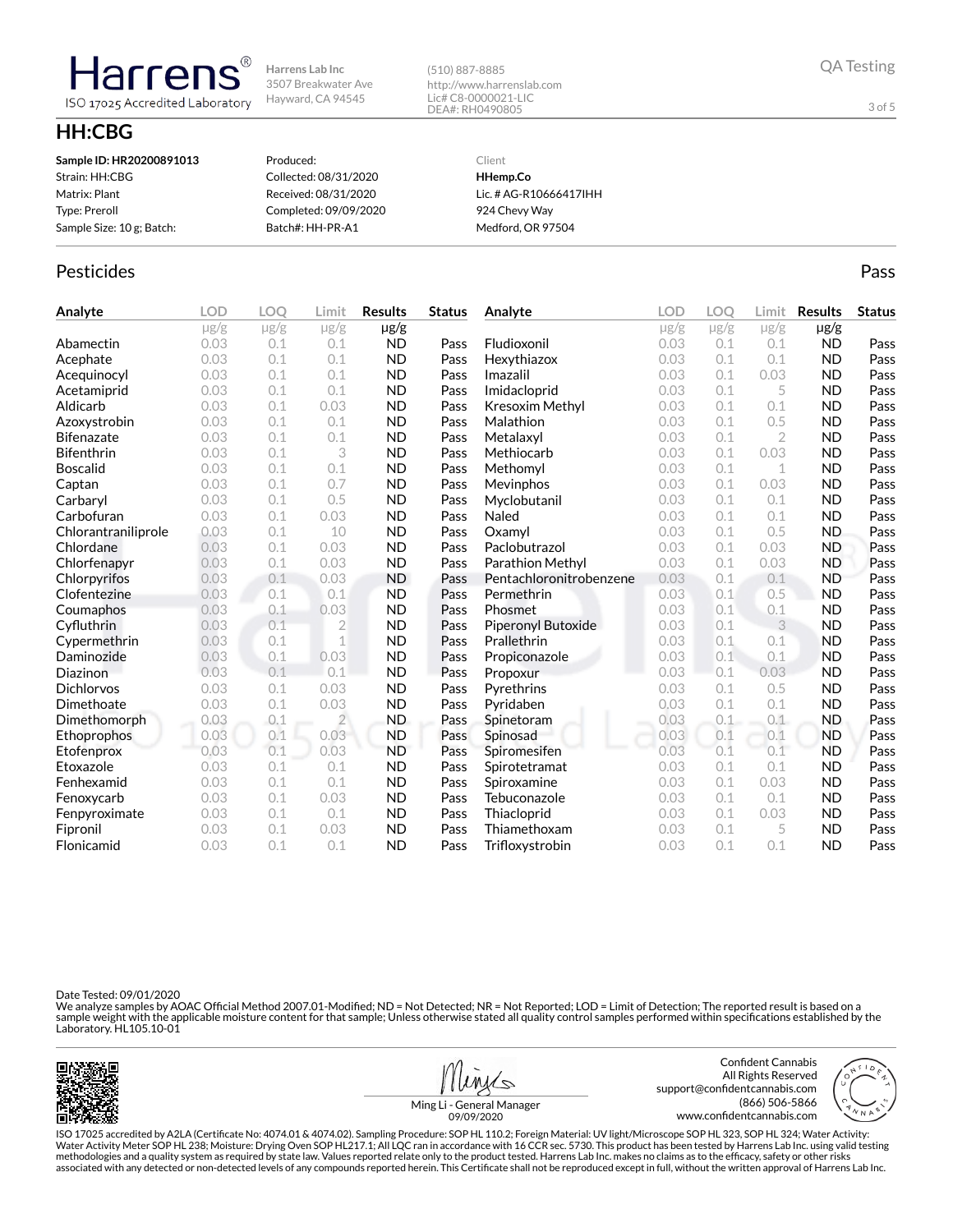# Harrens

ISO 17025 Accredited Laboratory

Harrens Lab Inc
3507 Breakwater Ave
Hayward, CA 94545

(510) 887-8885
http://www.harrenslab.com
Lic# C8-0000021-LIC
DEA#: RH0490805

QA Testing

## HH:CBG

**Sample ID: HR20200891013**
Strain: HH:CBG
Matrix: Plant
Type: Preroll
Sample Size: 10 g; Batch:

Produced:
Collected: 08/31/2020
Received: 08/31/2020
Completed: 09/09/2020
Batch#: HH-PR-A1

Client
**HHemp.Co**
Lic. # AG-R10666417IHH
924 Chevy Way
Medford, OR 97504

## Pesticides

Pass

| Analyte | LOD | LOQ | Limit | Results | Status |
|---|---|---|---|---|---|
| | µg/g | µg/g | µg/g | µg/g | |
| Abamectin | 0.03 | 0.1 | 0.1 | ND | Pass |
| Acephate | 0.03 | 0.1 | 0.1 | ND | Pass |
| Acequinocyl | 0.03 | 0.1 | 0.1 | ND | Pass |
| Acetamiprid | 0.03 | 0.1 | 0.1 | ND | Pass |
| Aldicarb | 0.03 | 0.1 | 0.03 | ND | Pass |
| Azoxystrobin | 0.03 | 0.1 | 0.1 | ND | Pass |
| Bifenazate | 0.03 | 0.1 | 0.1 | ND | Pass |
| Bifenthrin | 0.03 | 0.1 | 3 | ND | Pass |
| Boscalid | 0.03 | 0.1 | 0.1 | ND | Pass |
| Captan | 0.03 | 0.1 | 0.7 | ND | Pass |
| Carbaryl | 0.03 | 0.1 | 0.5 | ND | Pass |
| Carbofuran | 0.03 | 0.1 | 0.03 | ND | Pass |
| Chlorantraniliprole | 0.03 | 0.1 | 10 | ND | Pass |
| Chlordane | 0.03 | 0.1 | 0.03 | ND | Pass |
| Chlorfenapyr | 0.03 | 0.1 | 0.03 | ND | Pass |
| Chlorpyrifos | 0.03 | 0.1 | 0.03 | ND | Pass |
| Clofentezine | 0.03 | 0.1 | 0.1 | ND | Pass |
| Coumaphos | 0.03 | 0.1 | 0.03 | ND | Pass |
| Cyfluthrin | 0.03 | 0.1 | 2 | ND | Pass |
| Cypermethrin | 0.03 | 0.1 | 1 | ND | Pass |
| Daminozide | 0.03 | 0.1 | 0.03 | ND | Pass |
| Diazinon | 0.03 | 0.1 | 0.1 | ND | Pass |
| Dichlorvos | 0.03 | 0.1 | 0.03 | ND | Pass |
| Dimethoate | 0.03 | 0.1 | 0.03 | ND | Pass |
| Dimethomorph | 0.03 | 0.1 | 2 | ND | Pass |
| Ethoprophos | 0.03 | 0.1 | 0.03 | ND | Pass |
| Etofenprox | 0.03 | 0.1 | 0.03 | ND | Pass |
| Etoxazole | 0.03 | 0.1 | 0.1 | ND | Pass |
| Fenhexamid | 0.03 | 0.1 | 0.1 | ND | Pass |
| Fenoxycarb | 0.03 | 0.1 | 0.03 | ND | Pass |
| Fenpyroximate | 0.03 | 0.1 | 0.1 | ND | Pass |
| Fipronil | 0.03 | 0.1 | 0.03 | ND | Pass |
| Flonicamid | 0.03 | 0.1 | 0.1 | ND | Pass |
| Fludioxonil | 0.03 | 0.1 | 0.1 | ND | Pass |
| Hexythiazox | 0.03 | 0.1 | 0.1 | ND | Pass |
| Imazalil | 0.03 | 0.1 | 0.03 | ND | Pass |
| Imidacloprid | 0.03 | 0.1 | 5 | ND | Pass |
| Kresoxim Methyl | 0.03 | 0.1 | 0.1 | ND | Pass |
| Malathion | 0.03 | 0.1 | 0.5 | ND | Pass |
| Metalaxyl | 0.03 | 0.1 | 2 | ND | Pass |
| Methiocarb | 0.03 | 0.1 | 0.03 | ND | Pass |
| Methomyl | 0.03 | 0.1 | 1 | ND | Pass |
| Mevinphos | 0.03 | 0.1 | 0.03 | ND | Pass |
| Myclobutanil | 0.03 | 0.1 | 0.1 | ND | Pass |
| Naled | 0.03 | 0.1 | 0.1 | ND | Pass |
| Oxamyl | 0.03 | 0.1 | 0.5 | ND | Pass |
| Paclobutrazol | 0.03 | 0.1 | 0.03 | ND | Pass |
| Parathion Methyl | 0.03 | 0.1 | 0.03 | ND | Pass |
| Pentachloronitrobenzene | 0.03 | 0.1 | 0.1 | ND | Pass |
| Permethrin | 0.03 | 0.1 | 0.5 | ND | Pass |
| Phosmet | 0.03 | 0.1 | 0.1 | ND | Pass |
| Piperonyl Butoxide | 0.03 | 0.1 | 3 | ND | Pass |
| Prallethrin | 0.03 | 0.1 | 0.1 | ND | Pass |
| Propiconazole | 0.03 | 0.1 | 0.1 | ND | Pass |
| Propoxur | 0.03 | 0.1 | 0.03 | ND | Pass |
| Pyrethrins | 0.03 | 0.1 | 0.5 | ND | Pass |
| Pyridaben | 0.03 | 0.1 | 0.1 | ND | Pass |
| Spinetoram | 0.03 | 0.1 | 0.1 | ND | Pass |
| Spinosad | 0.03 | 0.1 | 0.1 | ND | Pass |
| Spiromesifen | 0.03 | 0.1 | 0.1 | ND | Pass |
| Spirotetramat | 0.03 | 0.1 | 0.1 | ND | Pass |
| Spiroxamine | 0.03 | 0.1 | 0.03 | ND | Pass |
| Tebuconazole | 0.03 | 0.1 | 0.1 | ND | Pass |
| Thiacloprid | 0.03 | 0.1 | 0.03 | ND | Pass |
| Thiamethoxam | 0.03 | 0.1 | 5 | ND | Pass |
| Trifloxystrobin | 0.03 | 0.1 | 0.1 | ND | Pass |

Date Tested: 09/01/2020
We analyze samples by AOAC Official Method 2007.01-Modified; ND = Not Detected; NR = Not Reported; LOD = Limit of Detection; The reported result is based on a sample weight with the applicable moisture content for that sample; Unless otherwise stated all quality control samples performed within specifications established by the Laboratory. HL105.10-01

Ming Li - General Manager
09/09/2020

Confident Cannabis
All Rights Reserved
support@confidentcannabis.com
(866) 506-5866
www.confidentcannabis.com

ISO 17025 accredited by A2LA (Certificate No: 4074.01 & 4074.02). Sampling Procedure: SOP HL 110.2; Foreign Material: UV light/Microscope SOP HL 323, SOP HL 324; Water Activity: Water Activity Meter SOP HL 238; Moisture: Drying Oven SOP HL217.1; All LQC ran in accordance with 16 CCR sec. 5730. This product has been tested by Harrens Lab Inc. using valid testing methodologies and a quality system as required by state law. Values reported relate only to the product tested. Harrens Lab Inc. makes no claims as to the efficacy, safety or other risks associated with any detected or non-detected levels of any compounds reported herein. This Certificate shall not be reproduced except in full, without the written approval of Harrens Lab Inc.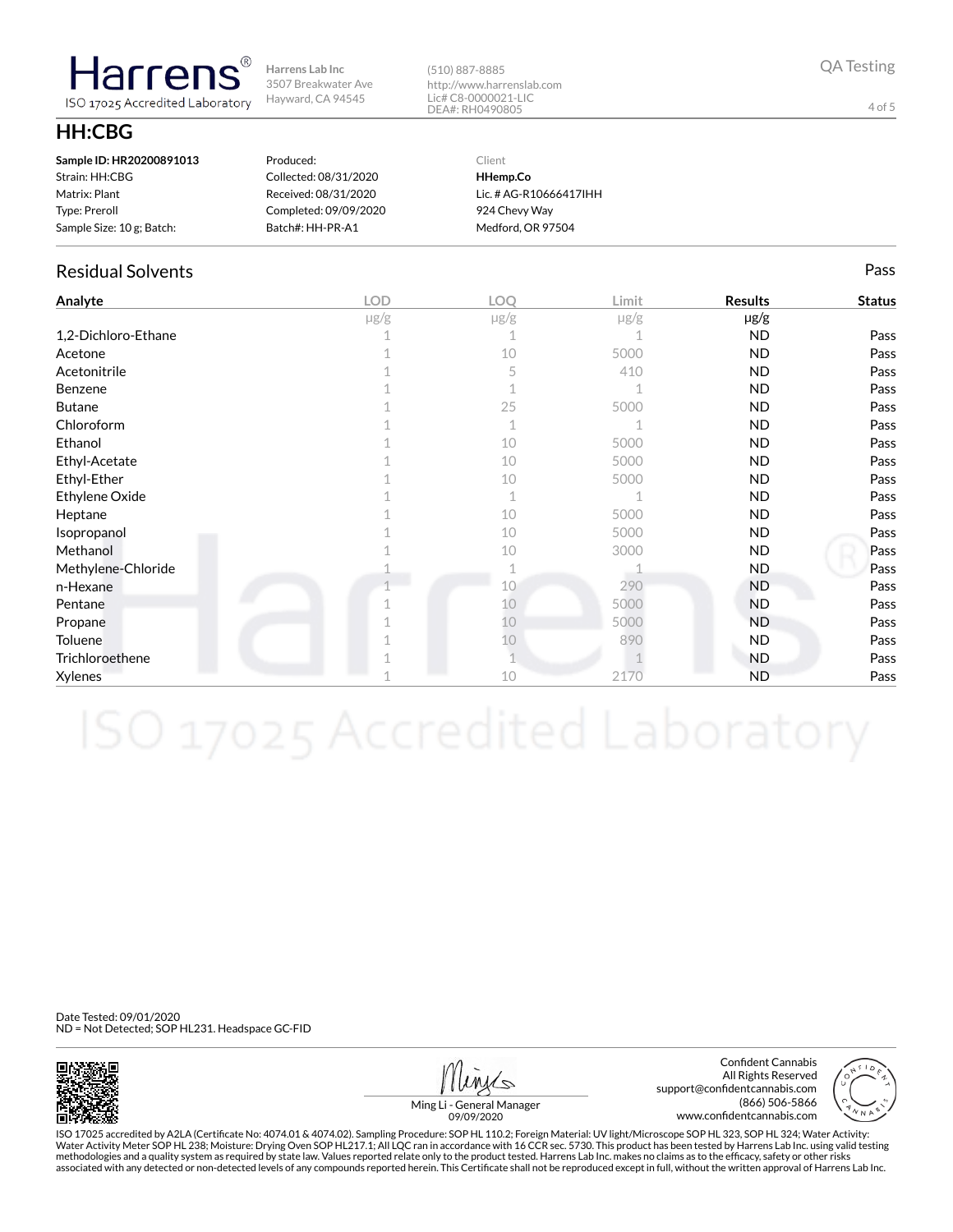**Harrens®**
ISO 17025 Accredited Laboratory

Harrens Lab Inc
3507 Breakwater Ave
Hayward, CA 94545

(510) 887-8885
http://www.harrenslab.com
Lic# C8-0000021-LIC
DEA#: RH0490805

QA Testing

# HH:CBG

**Sample ID: HR20200891013**
Strain: HH:CBG
Matrix: Plant
Type: Preroll
Sample Size: 10 g; Batch:

Produced:
Collected: 08/31/2020
Received: 08/31/2020
Completed: 09/09/2020
Batch#: HH-PR-A1

Client
**HHemp.Co**
Lic. # AG-R10666417IHH
924 Chevy Way
Medford, OR 97504

## Residual Solvents

Pass

| Analyte | LOD | LOQ | Limit | Results | Status |
|---|---|---|---|---|---|
| | μg/g | μg/g | μg/g | μg/g | |
| 1,2-Dichloro-Ethane | 1 | 1 | 1 | ND | Pass |
| Acetone | 1 | 10 | 5000 | ND | Pass |
| Acetonitrile | 1 | 5 | 410 | ND | Pass |
| Benzene | 1 | 1 | 1 | ND | Pass |
| Butane | 1 | 25 | 5000 | ND | Pass |
| Chloroform | 1 | 1 | 1 | ND | Pass |
| Ethanol | 1 | 10 | 5000 | ND | Pass |
| Ethyl-Acetate | 1 | 10 | 5000 | ND | Pass |
| Ethyl-Ether | 1 | 10 | 5000 | ND | Pass |
| Ethylene Oxide | 1 | 1 | 1 | ND | Pass |
| Heptane | 1 | 10 | 5000 | ND | Pass |
| Isopropanol | 1 | 10 | 5000 | ND | Pass |
| Methanol | 1 | 10 | 3000 | ND | Pass |
| Methylene-Chloride | 1 | 1 | 1 | ND | Pass |
| n-Hexane | 1 | 10 | 290 | ND | Pass |
| Pentane | 1 | 10 | 5000 | ND | Pass |
| Propane | 1 | 10 | 5000 | ND | Pass |
| Toluene | 1 | 10 | 890 | ND | Pass |
| Trichloroethene | 1 | 1 | 1 | ND | Pass |
| Xylenes | 1 | 10 | 2170 | ND | Pass |

Date Tested: 09/01/2020
ND = Not Detected; SOP HL231. Headspace GC-FID

Ming Li - General Manager
09/09/2020

Confident Cannabis
All Rights Reserved
support@confidentcannabis.com
(866) 506-5866
www.confidentcannabis.com

ISO 17025 accredited by A2LA (Certificate No: 4074.01 & 4074.02). Sampling Procedure: SOP HL 110.2; Foreign Material: UV light/Microscope SOP HL 323, SOP HL 324; Water Activity: Water Activity Meter SOP HL 238; Moisture: Drying Oven SOP HL217.1; All LQC ran in accordance with 16 CCR sec. 5730. This product has been tested by Harrens Lab Inc. using valid testing methodologies and a quality system as required by state law. Values reported relate only to the product tested. Harrens Lab Inc. makes no claims as to the efficacy, safety or other risks associated with any detected or non-detected levels of any compounds reported herein. This Certificate shall not be reproduced except in full, without the written approval of Harrens Lab Inc.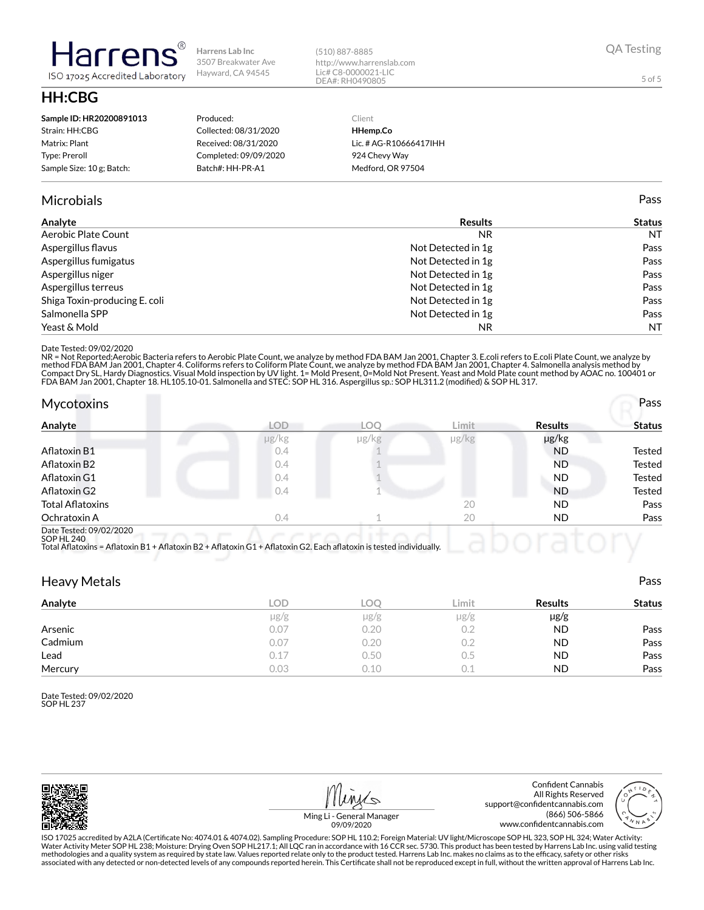Harrens® ISO 17025 Accredited Laboratory

Harrens Lab Inc
3507 Breakwater Ave
Hayward, CA 94545

(510) 887-8885
http://www.harrenslab.com
Lic# C8-0000021-LIC
DEA#: RH0490805

QA Testing

# HH:CBG

| | | |
|---|---|---|
| **Sample ID: HR20200891013** | Produced: | Client |
| Strain: HH:CBG | Collected: 08/31/2020 | **HHemp.Co** |
| Matrix: Plant | Received: 08/31/2020 | Lic. # AG-R10666417IHH |
| Type: Preroll | Completed: 09/09/2020 | 924 Chevy Way |
| Sample Size: 10 g; Batch: | Batch#: HH-PR-A1 | Medford, OR 97504 |

## Microbials

Pass

| Analyte | Results | Status |
|---|---|---|
| Aerobic Plate Count | NR | NT |
| Aspergillus flavus | Not Detected in 1g | Pass |
| Aspergillus fumigatus | Not Detected in 1g | Pass |
| Aspergillus niger | Not Detected in 1g | Pass |
| Aspergillus terreus | Not Detected in 1g | Pass |
| Shiga Toxin-producing E. coli | Not Detected in 1g | Pass |
| Salmonella SPP | Not Detected in 1g | Pass |
| Yeast & Mold | NR | NT |

Date Tested: 09/02/2020
NR = Not Reported;Aerobic Bacteria refers to Aerobic Plate Count, we analyze by method FDA BAM Jan 2001, Chapter 3. E.coli refers to E.coli Plate Count, we analyze by method FDA BAM Jan 2001, Chapter 4. Coliforms refers to Coliform Plate Count, we analyze by method FDA BAM Jan 2001, Chapter 4. Salmonella analysis method by Compact Dry SL, Hardy Diagnostics. Visual Mold inspection by UV light. 1= Mold Present, 0=Mold Not Present. Yeast and Mold Plate count method by AOAC no. 100401 or FDA BAM Jan 2001, Chapter 18. HL105.10-01. Salmonella and STEC: SOP HL 316. Aspergillus sp.: SOP HL311.2 (modified) & SOP HL 317.

## Mycotoxins

Pass

| Analyte | LOD | LOQ | Limit | Results | Status |
|---|---|---|---|---|---|
| | µg/kg | µg/kg | µg/kg | µg/kg | |
| Aflatoxin B1 | 0.4 | 1 | | ND | Tested |
| Aflatoxin B2 | 0.4 | 1 | | ND | Tested |
| Aflatoxin G1 | 0.4 | 1 | | ND | Tested |
| Aflatoxin G2 | 0.4 | 1 | | ND | Tested |
| Total Aflatoxins | | | 20 | ND | Pass |
| Ochratoxin A | 0.4 | 1 | 20 | ND | Pass |

Date Tested: 09/02/2020
SOP HL 240
Total Aflatoxins = Aflatoxin B1 + Aflatoxin B2 + Aflatoxin G1 + Aflatoxin G2. Each aflatoxin is tested individually.

## Heavy Metals

Pass

| Analyte | LOD | LOQ | Limit | Results | Status |
|---|---|---|---|---|---|
| | µg/g | µg/g | µg/g | µg/g | |
| Arsenic | 0.07 | 0.20 | 0.2 | ND | Pass |
| Cadmium | 0.07 | 0.20 | 0.2 | ND | Pass |
| Lead | 0.17 | 0.50 | 0.5 | ND | Pass |
| Mercury | 0.03 | 0.10 | 0.1 | ND | Pass |

Date Tested: 09/02/2020
SOP HL 237

Ming Li - General Manager
09/09/2020

Confident Cannabis
All Rights Reserved
support@confidentcannabis.com
(866) 506-5866
www.confidentcannabis.com

ISO 17025 accredited by A2LA (Certificate No: 4074.01 & 4074.02). Sampling Procedure: SOP HL 110.2; Foreign Material: UV light/Microscope SOP HL 323, SOP HL 324; Water Activity: Water Activity Meter SOP HL 238; Moisture: Drying Oven SOP HL217.1; All LQC ran in accordance with 16 CCR sec. 5730. This product has been tested by Harrens Lab Inc. using valid testing methodologies and a quality system as required by state law. Values reported relate only to the product tested. Harrens Lab Inc. makes no claims as to the efficacy, safety or other risks associated with any detected or non-detected levels of any compounds reported herein. This Certificate shall not be reproduced except in full, without the written approval of Harrens Lab Inc.